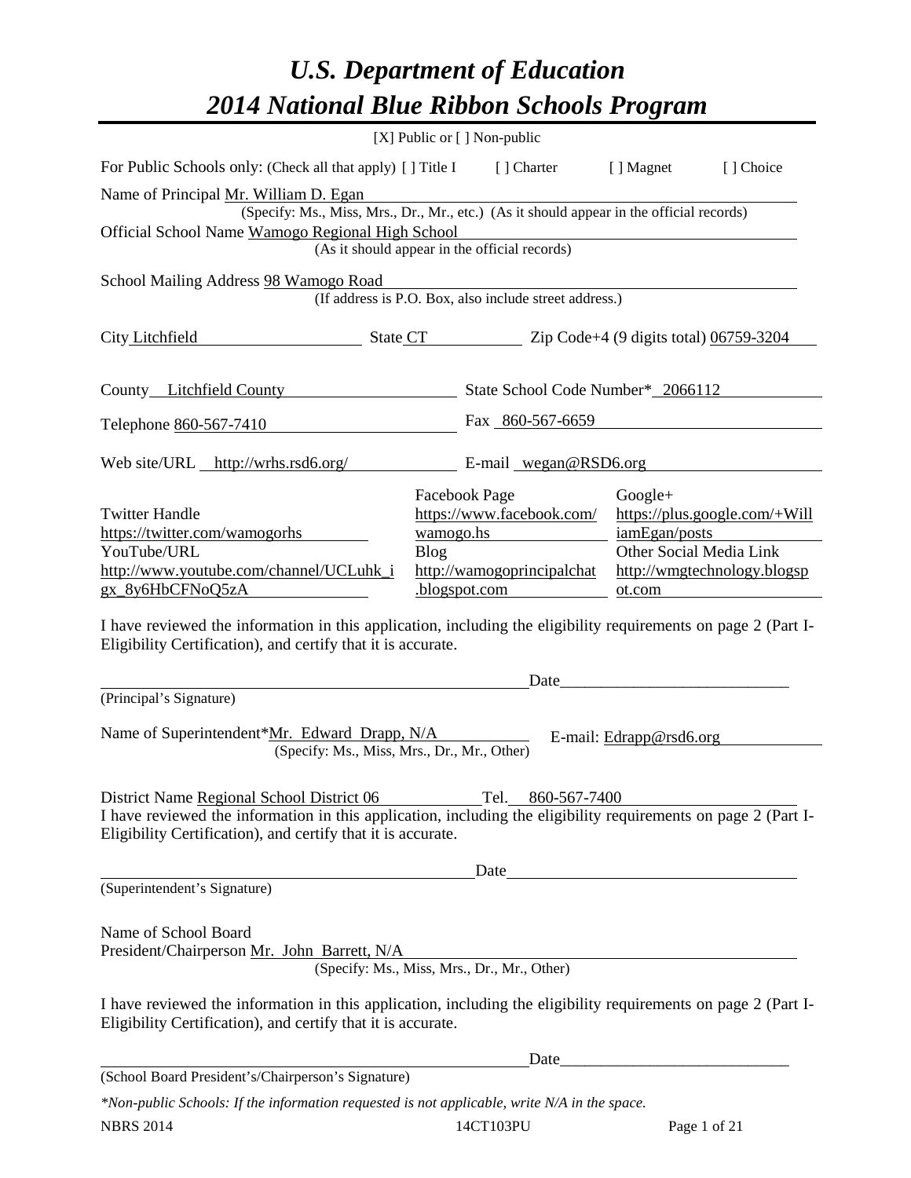# U.S. Department of Education
# 2014 National Blue Ribbon Schools Program

[X] Public or [ ] Non-public

For Public Schools only: (Check all that apply) [ ] Title I [ ] Charter [ ] Magnet [ ] Choice

Name of Principal Mr. William D. Egan
(Specify: Ms., Miss, Mrs., Dr., Mr., etc.) (As it should appear in the official records)

Official School Name Wamogo Regional High School
(As it should appear in the official records)

School Mailing Address 98 Wamogo Road
(If address is P.O. Box, also include street address.)

City Litchfield State CT Zip Code+4 (9 digits total) 06759-3204

County Litchfield County State School Code Number* 2066112

Telephone 860-567-7410 Fax 860-567-6659

Web site/URL http://wrhs.rsd6.org/ E-mail wegan@RSD6.org

Twitter Handle https://twitter.com/wamogorhs

YouTube/URL http://www.youtube.com/channel/UCLuhk_igx_8y6HbCFNoQ5zA

Facebook Page https://www.facebook.com/wamogo.hs

Blog http://wamogoprincipalchat.blogspot.com

Google+ https://plus.google.com/+WilliamEgan/posts

Other Social Media Link http://wmgtechnology.blogspot.com

I have reviewed the information in this application, including the eligibility requirements on page 2 (Part I-Eligibility Certification), and certify that it is accurate.

_______________________________________ Date_______________________
(Principal's Signature)

Name of Superintendent*Mr. Edward Drapp, N/A E-mail: Edrapp@rsd6.org
(Specify: Ms., Miss, Mrs., Dr., Mr., Other)

District Name Regional School District 06 Tel. 860-567-7400

I have reviewed the information in this application, including the eligibility requirements on page 2 (Part I-Eligibility Certification), and certify that it is accurate.

_______________________________________ Date_______________________
(Superintendent's Signature)

Name of School Board
President/Chairperson Mr. John Barrett, N/A
(Specify: Ms., Miss, Mrs., Dr., Mr., Other)

I have reviewed the information in this application, including the eligibility requirements on page 2 (Part I-Eligibility Certification), and certify that it is accurate.

_______________________________________ Date_______________________
(School Board President's/Chairperson's Signature)

*Non-public Schools: If the information requested is not applicable, write N/A in the space.*

NBRS 2014 14CT103PU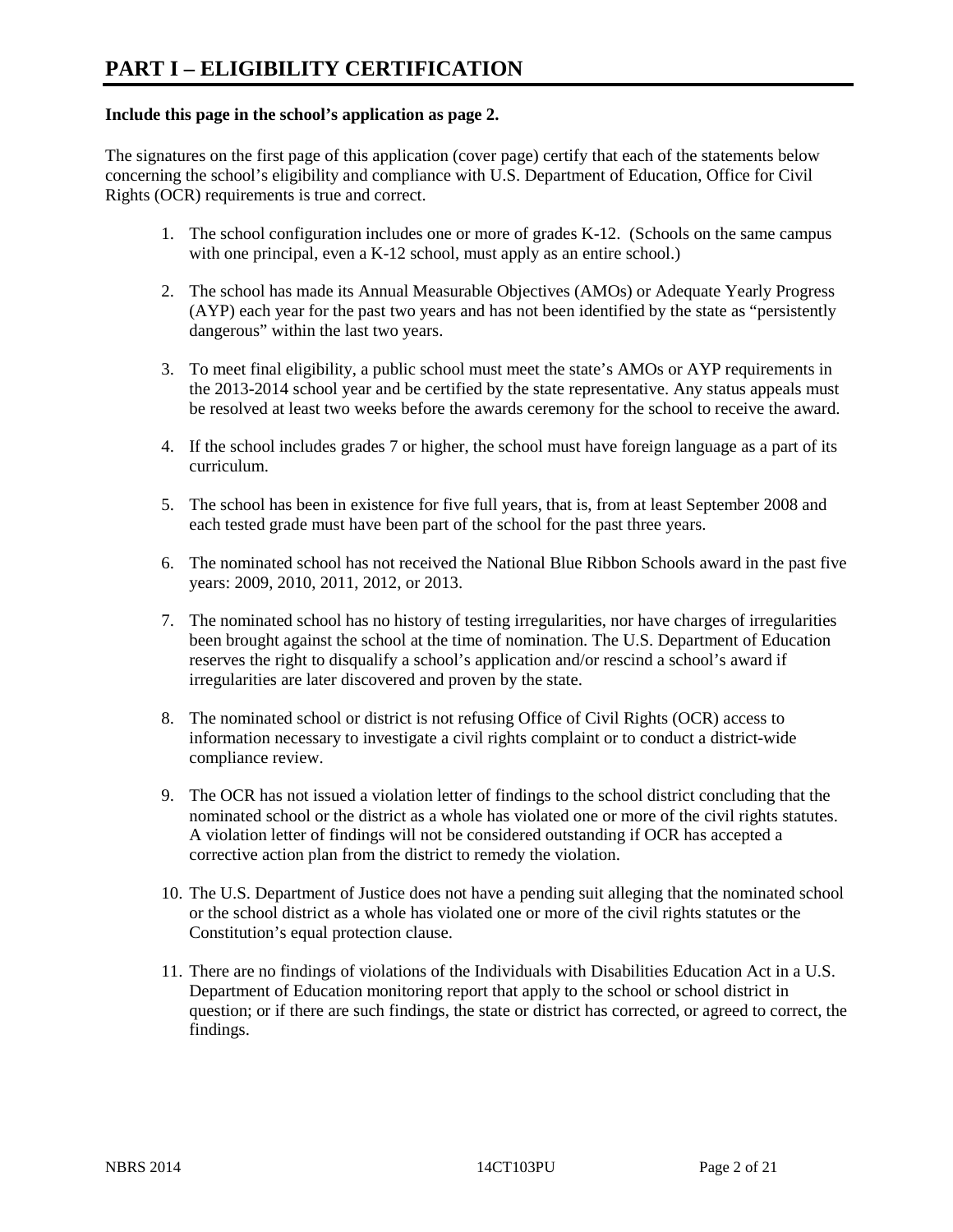# PART I – ELIGIBILITY CERTIFICATION

**Include this page in the school's application as page 2.**

The signatures on the first page of this application (cover page) certify that each of the statements below concerning the school's eligibility and compliance with U.S. Department of Education, Office for Civil Rights (OCR) requirements is true and correct.

1. The school configuration includes one or more of grades K-12. (Schools on the same campus with one principal, even a K-12 school, must apply as an entire school.)
2. The school has made its Annual Measurable Objectives (AMOs) or Adequate Yearly Progress (AYP) each year for the past two years and has not been identified by the state as "persistently dangerous" within the last two years.
3. To meet final eligibility, a public school must meet the state's AMOs or AYP requirements in the 2013-2014 school year and be certified by the state representative. Any status appeals must be resolved at least two weeks before the awards ceremony for the school to receive the award.
4. If the school includes grades 7 or higher, the school must have foreign language as a part of its curriculum.
5. The school has been in existence for five full years, that is, from at least September 2008 and each tested grade must have been part of the school for the past three years.
6. The nominated school has not received the National Blue Ribbon Schools award in the past five years: 2009, 2010, 2011, 2012, or 2013.
7. The nominated school has no history of testing irregularities, nor have charges of irregularities been brought against the school at the time of nomination. The U.S. Department of Education reserves the right to disqualify a school's application and/or rescind a school's award if irregularities are later discovered and proven by the state.
8. The nominated school or district is not refusing Office of Civil Rights (OCR) access to information necessary to investigate a civil rights complaint or to conduct a district-wide compliance review.
9. The OCR has not issued a violation letter of findings to the school district concluding that the nominated school or the district as a whole has violated one or more of the civil rights statutes. A violation letter of findings will not be considered outstanding if OCR has accepted a corrective action plan from the district to remedy the violation.
10. The U.S. Department of Justice does not have a pending suit alleging that the nominated school or the school district as a whole has violated one or more of the civil rights statutes or the Constitution's equal protection clause.
11. There are no findings of violations of the Individuals with Disabilities Education Act in a U.S. Department of Education monitoring report that apply to the school or school district in question; or if there are such findings, the state or district has corrected, or agreed to correct, the findings.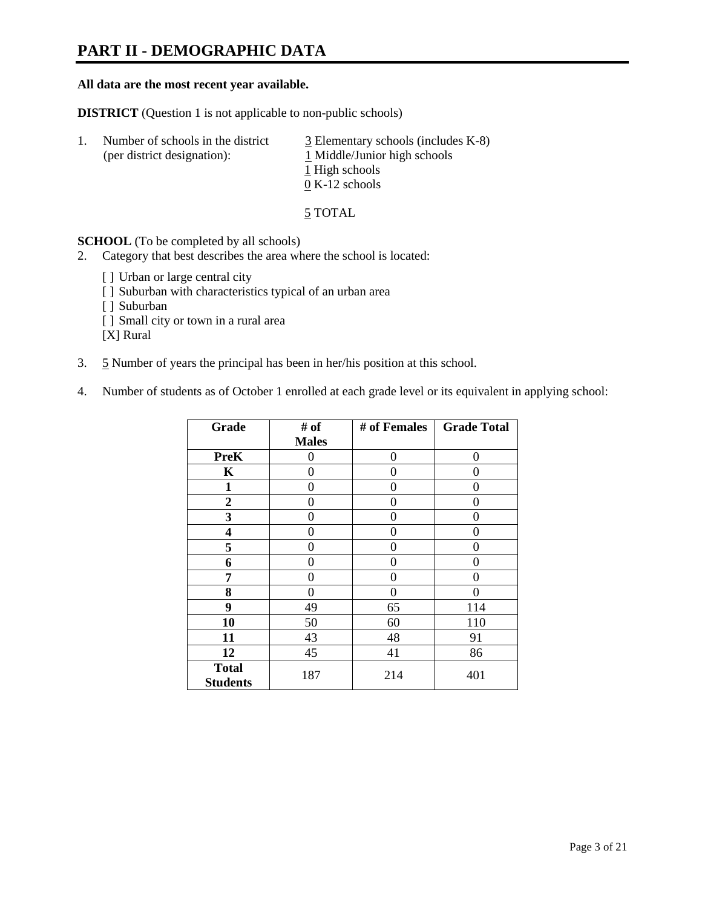# PART II - DEMOGRAPHIC DATA

**All data are the most recent year available.**

**DISTRICT** (Question 1 is not applicable to non-public schools)

1. Number of schools in the district (per district designation):
   - 3 Elementary schools (includes K-8)
   - 1 Middle/Junior high schools
   - 1 High schools
   - 0 K-12 schools

   5 TOTAL

**SCHOOL** (To be completed by all schools)

2. Category that best describes the area where the school is located:

   [ ] Urban or large central city
   [ ] Suburban with characteristics typical of an urban area
   [ ] Suburban
   [ ] Small city or town in a rural area
   [X] Rural

3. 5 Number of years the principal has been in her/his position at this school.

4. Number of students as of October 1 enrolled at each grade level or its equivalent in applying school:

| Grade | # of Males | # of Females | Grade Total |
|---|---|---|---|
| **PreK** | 0 | 0 | 0 |
| **K** | 0 | 0 | 0 |
| **1** | 0 | 0 | 0 |
| **2** | 0 | 0 | 0 |
| **3** | 0 | 0 | 0 |
| **4** | 0 | 0 | 0 |
| **5** | 0 | 0 | 0 |
| **6** | 0 | 0 | 0 |
| **7** | 0 | 0 | 0 |
| **8** | 0 | 0 | 0 |
| **9** | 49 | 65 | 114 |
| **10** | 50 | 60 | 110 |
| **11** | 43 | 48 | 91 |
| **12** | 45 | 41 | 86 |
| **Total Students** | 187 | 214 | 401 |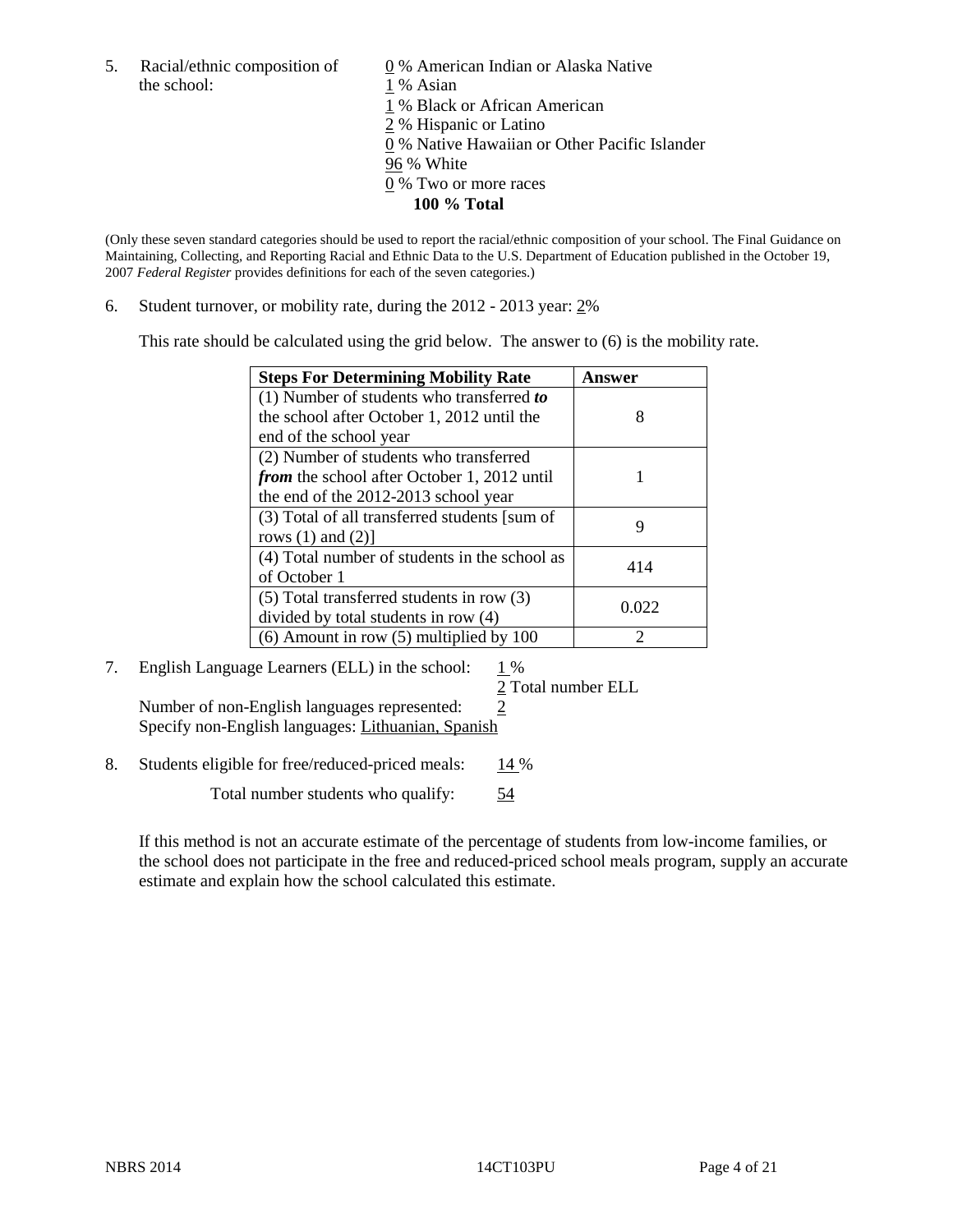5. Racial/ethnic composition of the school:

   0 % American Indian or Alaska Native
   1 % Asian
   1 % Black or African American
   2 % Hispanic or Latino
   0 % Native Hawaiian or Other Pacific Islander
   96 % White
   0 % Two or more races
   **100 % Total**

(Only these seven standard categories should be used to report the racial/ethnic composition of your school. The Final Guidance on Maintaining, Collecting, and Reporting Racial and Ethnic Data to the U.S. Department of Education published in the October 19, 2007 *Federal Register* provides definitions for each of the seven categories.)

6. Student turnover, or mobility rate, during the 2012 - 2013 year: 2%

   This rate should be calculated using the grid below. The answer to (6) is the mobility rate.

| **Steps For Determining Mobility Rate** | **Answer** |
|---|---|
| (1) Number of students who transferred ***to*** the school after October 1, 2012 until the end of the school year | 8 |
| (2) Number of students who transferred ***from*** the school after October 1, 2012 until the end of the 2012-2013 school year | 1 |
| (3) Total of all transferred students [sum of rows (1) and (2)] | 9 |
| (4) Total number of students in the school as of October 1 | 414 |
| (5) Total transferred students in row (3) divided by total students in row (4) | 0.022 |
| (6) Amount in row (5) multiplied by 100 | 2 |

7. English Language Learners (ELL) in the school: 1 %
   2 Total number ELL
   Number of non-English languages represented: 2
   Specify non-English languages: Lithuanian, Spanish

8. Students eligible for free/reduced-priced meals: 14 %
   Total number students who qualify: 54

   If this method is not an accurate estimate of the percentage of students from low-income families, or the school does not participate in the free and reduced-priced school meals program, supply an accurate estimate and explain how the school calculated this estimate.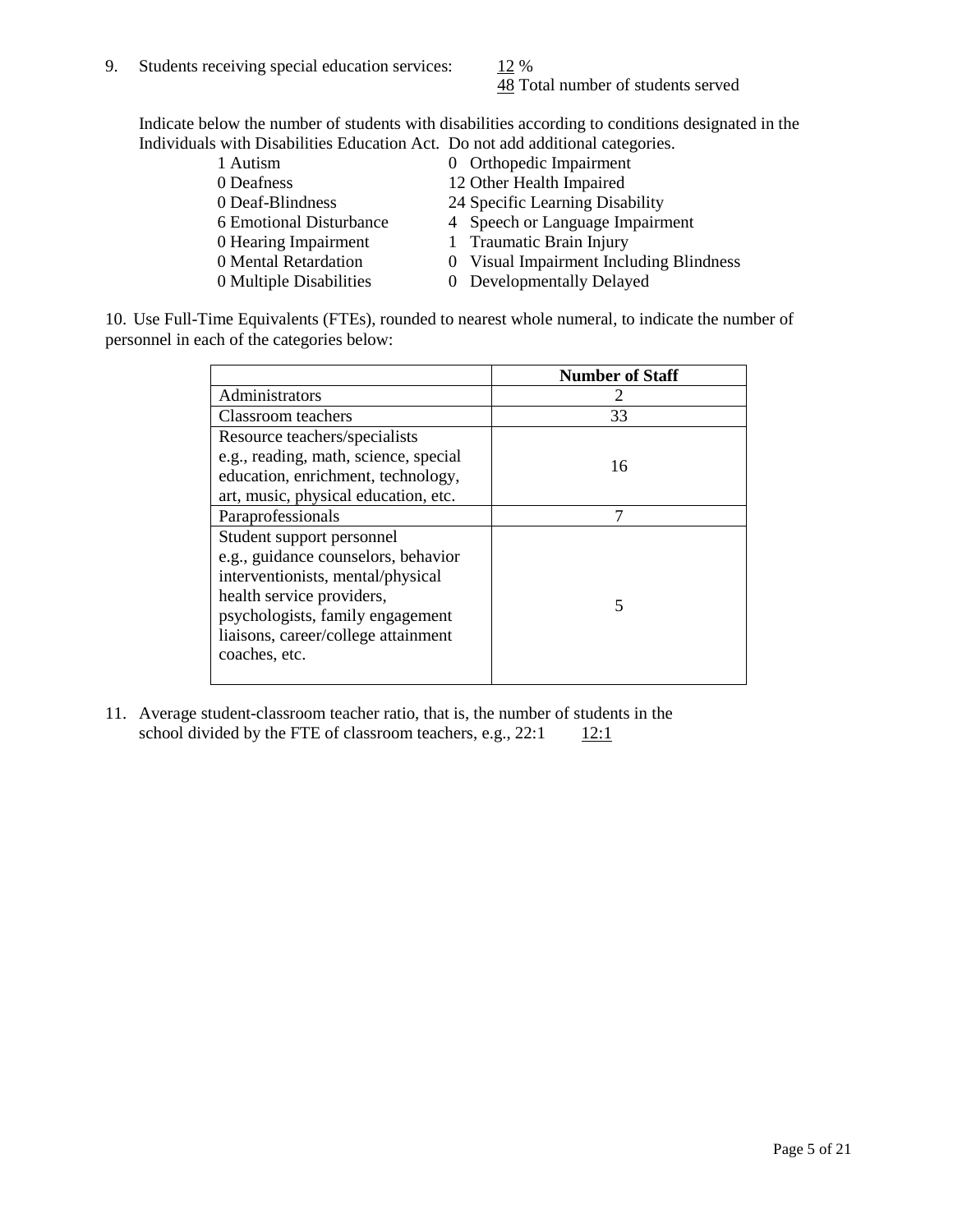9. Students receiving special education services: 12 %
   48 Total number of students served

   Indicate below the number of students with disabilities according to conditions designated in the Individuals with Disabilities Education Act. Do not add additional categories.

| | |
|---|---|
| 1 Autism | 0 Orthopedic Impairment |
| 0 Deafness | 12 Other Health Impaired |
| 0 Deaf-Blindness | 24 Specific Learning Disability |
| 6 Emotional Disturbance | 4 Speech or Language Impairment |
| 0 Hearing Impairment | 1 Traumatic Brain Injury |
| 0 Mental Retardation | 0 Visual Impairment Including Blindness |
| 0 Multiple Disabilities | 0 Developmentally Delayed |

10. Use Full-Time Equivalents (FTEs), rounded to nearest whole numeral, to indicate the number of personnel in each of the categories below:

| | **Number of Staff** |
|---|---|
| Administrators | 2 |
| Classroom teachers | 33 |
| Resource teachers/specialists e.g., reading, math, science, special education, enrichment, technology, art, music, physical education, etc. | 16 |
| Paraprofessionals | 7 |
| Student support personnel e.g., guidance counselors, behavior interventionists, mental/physical health service providers, psychologists, family engagement liaisons, career/college attainment coaches, etc. | 5 |

11. Average student-classroom teacher ratio, that is, the number of students in the school divided by the FTE of classroom teachers, e.g., 22:1 12:1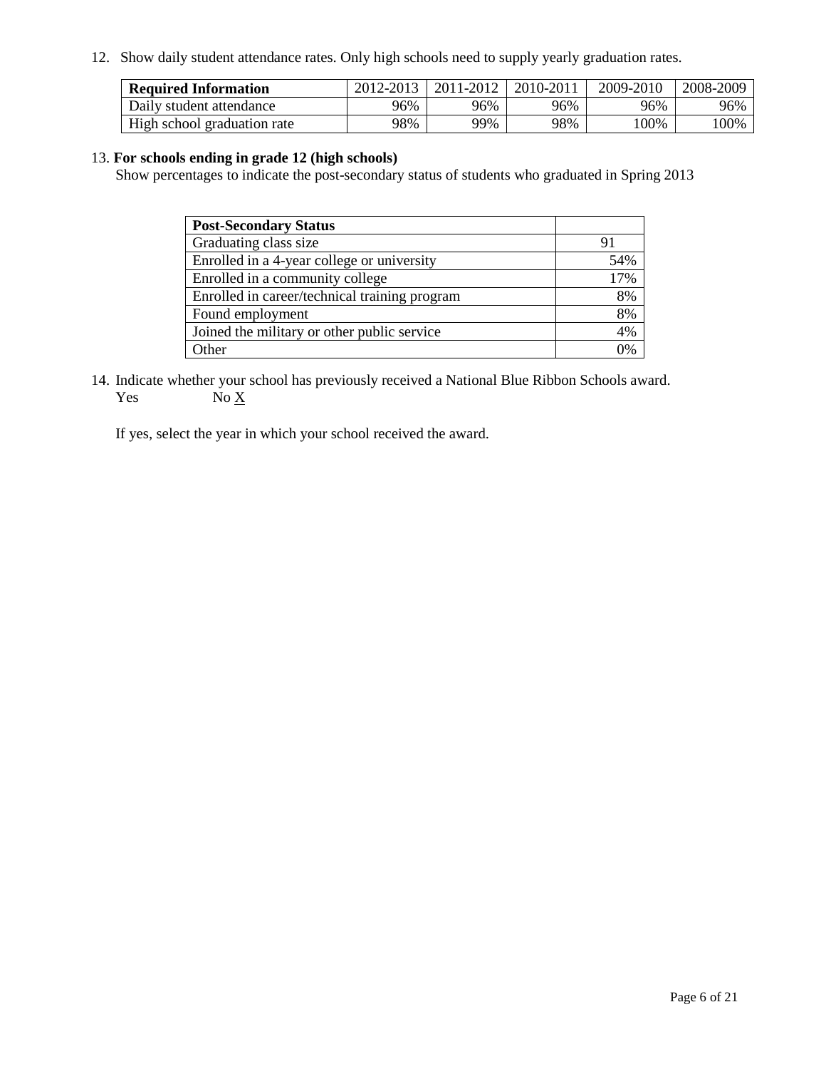12. Show daily student attendance rates. Only high schools need to supply yearly graduation rates.

| **Required Information** | 2012-2013 | 2011-2012 | 2010-2011 | 2009-2010 | 2008-2009 |
|---|---|---|---|---|---|
| Daily student attendance | 96% | 96% | 96% | 96% | 96% |
| High school graduation rate | 98% | 99% | 98% | 100% | 100% |

13. **For schools ending in grade 12 (high schools)**
Show percentages to indicate the post-secondary status of students who graduated in Spring 2013

| **Post-Secondary Status** | |
|---|---|
| Graduating class size | 91 |
| Enrolled in a 4-year college or university | 54% |
| Enrolled in a community college | 17% |
| Enrolled in career/technical training program | 8% |
| Found employment | 8% |
| Joined the military or other public service | 4% |
| Other | 0% |

14. Indicate whether your school has previously received a National Blue Ribbon Schools award.
Yes No X

If yes, select the year in which your school received the award.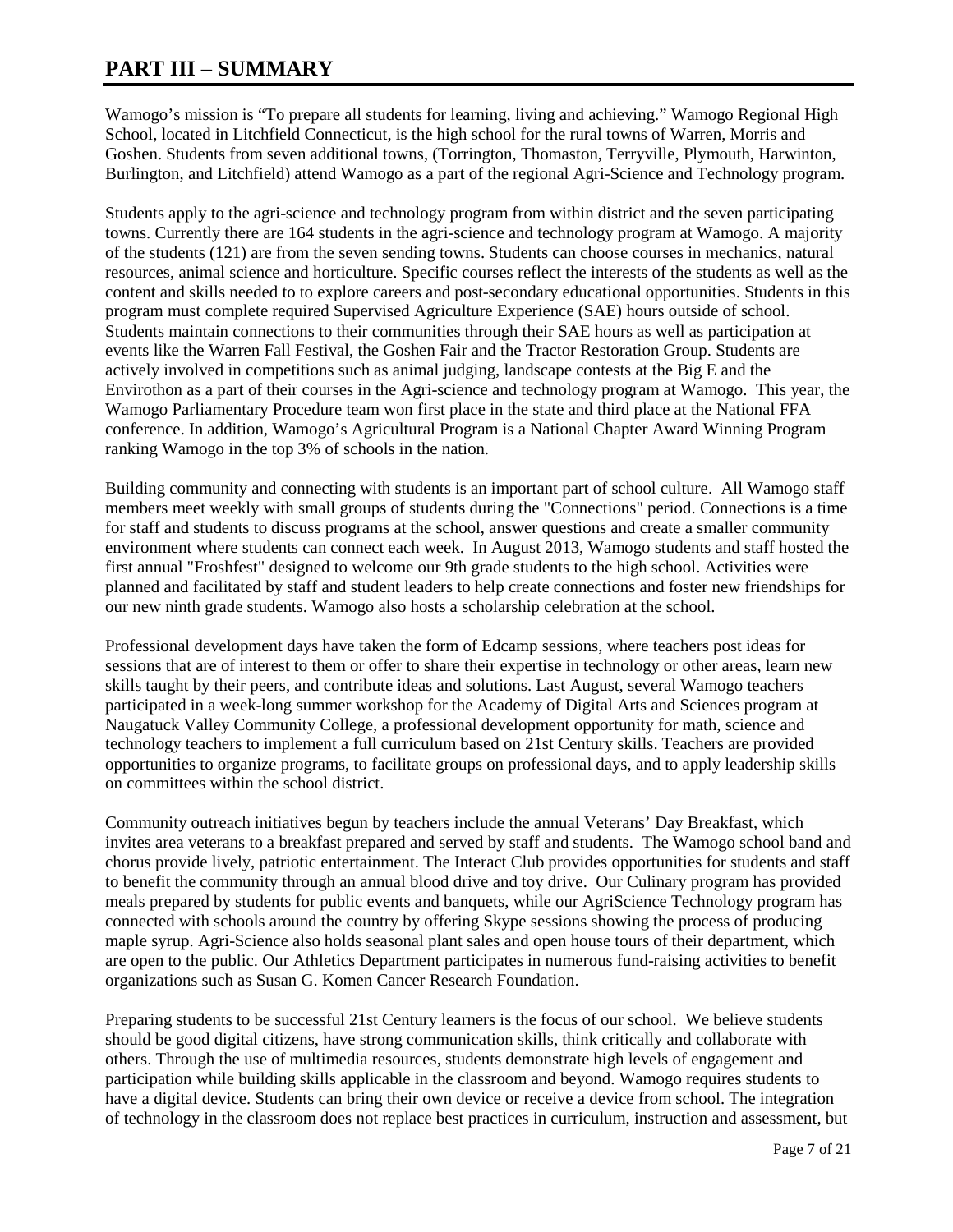# PART III – SUMMARY

Wamogo's mission is "To prepare all students for learning, living and achieving." Wamogo Regional High School, located in Litchfield Connecticut, is the high school for the rural towns of Warren, Morris and Goshen. Students from seven additional towns, (Torrington, Thomaston, Terryville, Plymouth, Harwinton, Burlington, and Litchfield) attend Wamogo as a part of the regional Agri-Science and Technology program.

Students apply to the agri-science and technology program from within district and the seven participating towns. Currently there are 164 students in the agri-science and technology program at Wamogo. A majority of the students (121) are from the seven sending towns. Students can choose courses in mechanics, natural resources, animal science and horticulture. Specific courses reflect the interests of the students as well as the content and skills needed to to explore careers and post-secondary educational opportunities. Students in this program must complete required Supervised Agriculture Experience (SAE) hours outside of school. Students maintain connections to their communities through their SAE hours as well as participation at events like the Warren Fall Festival, the Goshen Fair and the Tractor Restoration Group. Students are actively involved in competitions such as animal judging, landscape contests at the Big E and the Envirothon as a part of their courses in the Agri-science and technology program at Wamogo. This year, the Wamogo Parliamentary Procedure team won first place in the state and third place at the National FFA conference. In addition, Wamogo's Agricultural Program is a National Chapter Award Winning Program ranking Wamogo in the top 3% of schools in the nation.

Building community and connecting with students is an important part of school culture. All Wamogo staff members meet weekly with small groups of students during the "Connections" period. Connections is a time for staff and students to discuss programs at the school, answer questions and create a smaller community environment where students can connect each week. In August 2013, Wamogo students and staff hosted the first annual "Froshfest" designed to welcome our 9th grade students to the high school. Activities were planned and facilitated by staff and student leaders to help create connections and foster new friendships for our new ninth grade students. Wamogo also hosts a scholarship celebration at the school.

Professional development days have taken the form of Edcamp sessions, where teachers post ideas for sessions that are of interest to them or offer to share their expertise in technology or other areas, learn new skills taught by their peers, and contribute ideas and solutions. Last August, several Wamogo teachers participated in a week-long summer workshop for the Academy of Digital Arts and Sciences program at Naugatuck Valley Community College, a professional development opportunity for math, science and technology teachers to implement a full curriculum based on 21st Century skills. Teachers are provided opportunities to organize programs, to facilitate groups on professional days, and to apply leadership skills on committees within the school district.

Community outreach initiatives begun by teachers include the annual Veterans' Day Breakfast, which invites area veterans to a breakfast prepared and served by staff and students. The Wamogo school band and chorus provide lively, patriotic entertainment. The Interact Club provides opportunities for students and staff to benefit the community through an annual blood drive and toy drive. Our Culinary program has provided meals prepared by students for public events and banquets, while our AgriScience Technology program has connected with schools around the country by offering Skype sessions showing the process of producing maple syrup. Agri-Science also holds seasonal plant sales and open house tours of their department, which are open to the public. Our Athletics Department participates in numerous fund-raising activities to benefit organizations such as Susan G. Komen Cancer Research Foundation.

Preparing students to be successful 21st Century learners is the focus of our school. We believe students should be good digital citizens, have strong communication skills, think critically and collaborate with others. Through the use of multimedia resources, students demonstrate high levels of engagement and participation while building skills applicable in the classroom and beyond. Wamogo requires students to have a digital device. Students can bring their own device or receive a device from school. The integration of technology in the classroom does not replace best practices in curriculum, instruction and assessment, but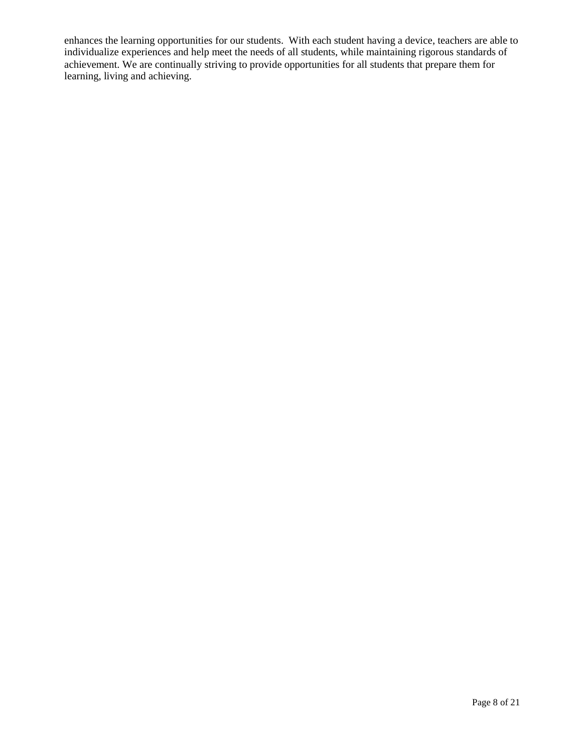enhances the learning opportunities for our students. With each student having a device, teachers are able to individualize experiences and help meet the needs of all students, while maintaining rigorous standards of achievement. We are continually striving to provide opportunities for all students that prepare them for learning, living and achieving.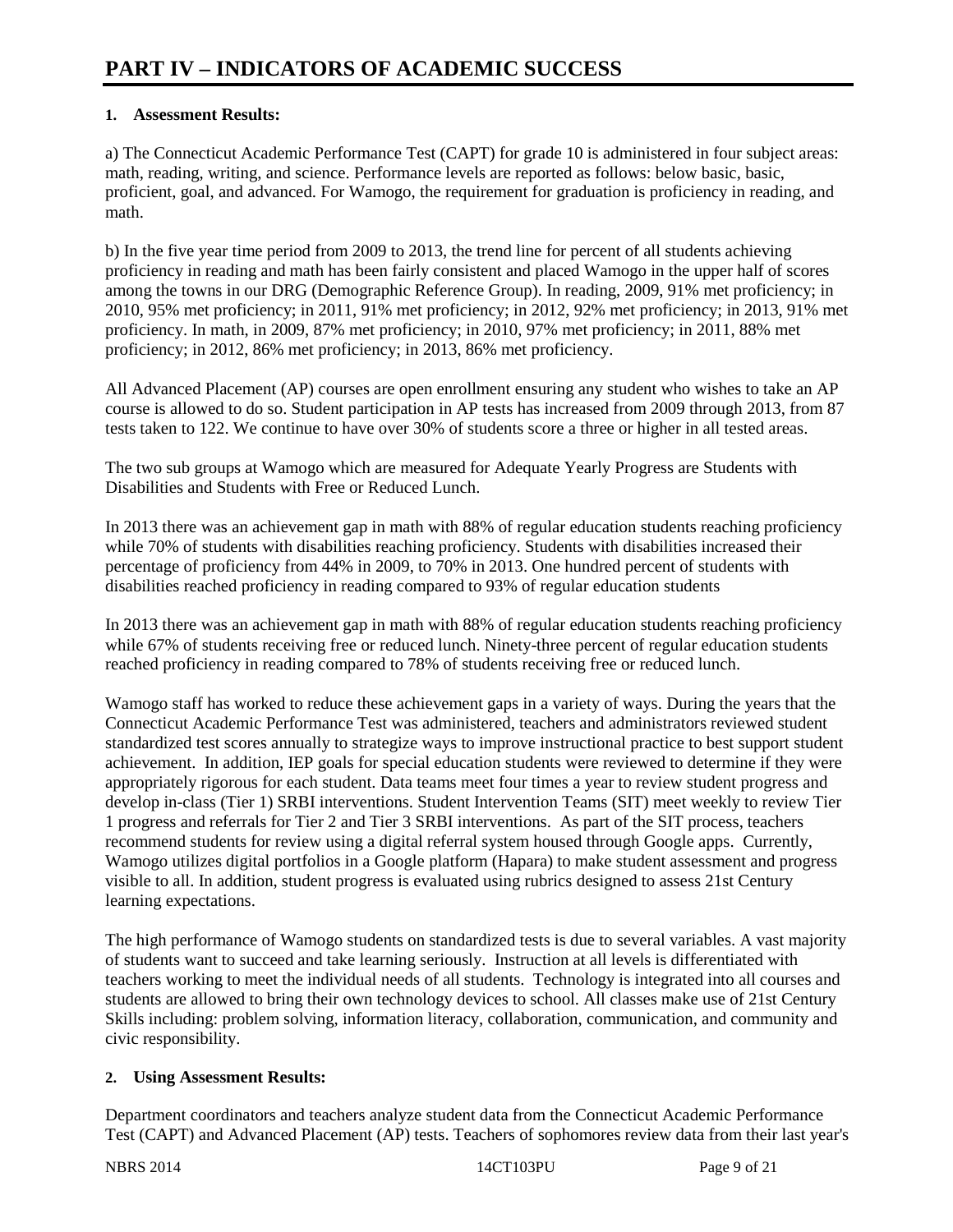# PART IV – INDICATORS OF ACADEMIC SUCCESS

**1. Assessment Results:**

a) The Connecticut Academic Performance Test (CAPT) for grade 10 is administered in four subject areas: math, reading, writing, and science. Performance levels are reported as follows: below basic, basic, proficient, goal, and advanced. For Wamogo, the requirement for graduation is proficiency in reading, and math.

b) In the five year time period from 2009 to 2013, the trend line for percent of all students achieving proficiency in reading and math has been fairly consistent and placed Wamogo in the upper half of scores among the towns in our DRG (Demographic Reference Group). In reading, 2009, 91% met proficiency; in 2010, 95% met proficiency; in 2011, 91% met proficiency; in 2012, 92% met proficiency; in 2013, 91% met proficiency. In math, in 2009, 87% met proficiency; in 2010, 97% met proficiency; in 2011, 88% met proficiency; in 2012, 86% met proficiency; in 2013, 86% met proficiency.

All Advanced Placement (AP) courses are open enrollment ensuring any student who wishes to take an AP course is allowed to do so. Student participation in AP tests has increased from 2009 through 2013, from 87 tests taken to 122. We continue to have over 30% of students score a three or higher in all tested areas.

The two sub groups at Wamogo which are measured for Adequate Yearly Progress are Students with Disabilities and Students with Free or Reduced Lunch.

In 2013 there was an achievement gap in math with 88% of regular education students reaching proficiency while 70% of students with disabilities reaching proficiency. Students with disabilities increased their percentage of proficiency from 44% in 2009, to 70% in 2013. One hundred percent of students with disabilities reached proficiency in reading compared to 93% of regular education students

In 2013 there was an achievement gap in math with 88% of regular education students reaching proficiency while 67% of students receiving free or reduced lunch. Ninety-three percent of regular education students reached proficiency in reading compared to 78% of students receiving free or reduced lunch.

Wamogo staff has worked to reduce these achievement gaps in a variety of ways. During the years that the Connecticut Academic Performance Test was administered, teachers and administrators reviewed student standardized test scores annually to strategize ways to improve instructional practice to best support student achievement. In addition, IEP goals for special education students were reviewed to determine if they were appropriately rigorous for each student. Data teams meet four times a year to review student progress and develop in-class (Tier 1) SRBI interventions. Student Intervention Teams (SIT) meet weekly to review Tier 1 progress and referrals for Tier 2 and Tier 3 SRBI interventions. As part of the SIT process, teachers recommend students for review using a digital referral system housed through Google apps. Currently, Wamogo utilizes digital portfolios in a Google platform (Hapara) to make student assessment and progress visible to all. In addition, student progress is evaluated using rubrics designed to assess 21st Century learning expectations.

The high performance of Wamogo students on standardized tests is due to several variables. A vast majority of students want to succeed and take learning seriously. Instruction at all levels is differentiated with teachers working to meet the individual needs of all students. Technology is integrated into all courses and students are allowed to bring their own technology devices to school. All classes make use of 21st Century Skills including: problem solving, information literacy, collaboration, communication, and community and civic responsibility.

**2. Using Assessment Results:**

Department coordinators and teachers analyze student data from the Connecticut Academic Performance Test (CAPT) and Advanced Placement (AP) tests. Teachers of sophomores review data from their last year's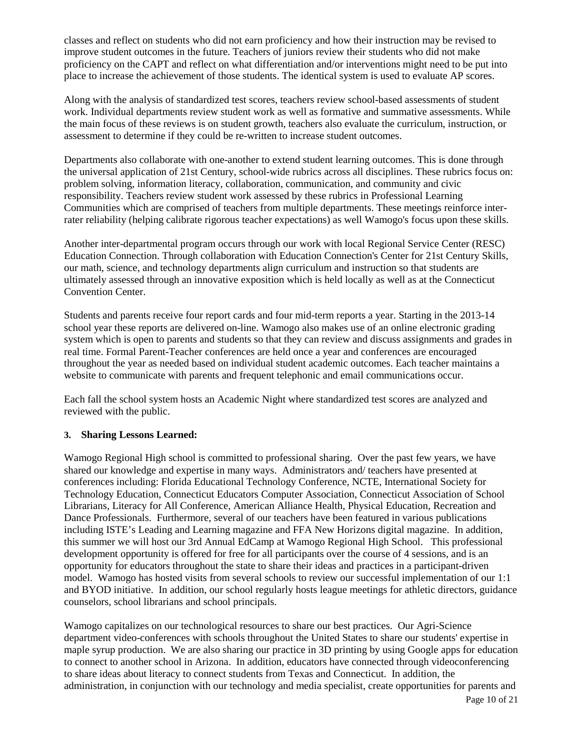classes and reflect on students who did not earn proficiency and how their instruction may be revised to improve student outcomes in the future. Teachers of juniors review their students who did not make proficiency on the CAPT and reflect on what differentiation and/or interventions might need to be put into place to increase the achievement of those students. The identical system is used to evaluate AP scores.

Along with the analysis of standardized test scores, teachers review school-based assessments of student work. Individual departments review student work as well as formative and summative assessments. While the main focus of these reviews is on student growth, teachers also evaluate the curriculum, instruction, or assessment to determine if they could be re-written to increase student outcomes.

Departments also collaborate with one-another to extend student learning outcomes. This is done through the universal application of 21st Century, school-wide rubrics across all disciplines. These rubrics focus on: problem solving, information literacy, collaboration, communication, and community and civic responsibility. Teachers review student work assessed by these rubrics in Professional Learning Communities which are comprised of teachers from multiple departments. These meetings reinforce inter-rater reliability (helping calibrate rigorous teacher expectations) as well Wamogo's focus upon these skills.

Another inter-departmental program occurs through our work with local Regional Service Center (RESC) Education Connection. Through collaboration with Education Connection's Center for 21st Century Skills, our math, science, and technology departments align curriculum and instruction so that students are ultimately assessed through an innovative exposition which is held locally as well as at the Connecticut Convention Center.

Students and parents receive four report cards and four mid-term reports a year. Starting in the 2013-14 school year these reports are delivered on-line. Wamogo also makes use of an online electronic grading system which is open to parents and students so that they can review and discuss assignments and grades in real time. Formal Parent-Teacher conferences are held once a year and conferences are encouraged throughout the year as needed based on individual student academic outcomes. Each teacher maintains a website to communicate with parents and frequent telephonic and email communications occur.

Each fall the school system hosts an Academic Night where standardized test scores are analyzed and reviewed with the public.

**3. Sharing Lessons Learned:**

Wamogo Regional High school is committed to professional sharing. Over the past few years, we have shared our knowledge and expertise in many ways. Administrators and/ teachers have presented at conferences including: Florida Educational Technology Conference, NCTE, International Society for Technology Education, Connecticut Educators Computer Association, Connecticut Association of School Librarians, Literacy for All Conference, American Alliance Health, Physical Education, Recreation and Dance Professionals. Furthermore, several of our teachers have been featured in various publications including ISTE's Leading and Learning magazine and FFA New Horizons digital magazine. In addition, this summer we will host our 3rd Annual EdCamp at Wamogo Regional High School. This professional development opportunity is offered for free for all participants over the course of 4 sessions, and is an opportunity for educators throughout the state to share their ideas and practices in a participant-driven model. Wamogo has hosted visits from several schools to review our successful implementation of our 1:1 and BYOD initiative. In addition, our school regularly hosts league meetings for athletic directors, guidance counselors, school librarians and school principals.

Wamogo capitalizes on our technological resources to share our best practices. Our Agri-Science department video-conferences with schools throughout the United States to share our students' expertise in maple syrup production. We are also sharing our practice in 3D printing by using Google apps for education to connect to another school in Arizona. In addition, educators have connected through videoconferencing to share ideas about literacy to connect students from Texas and Connecticut. In addition, the administration, in conjunction with our technology and media specialist, create opportunities for parents and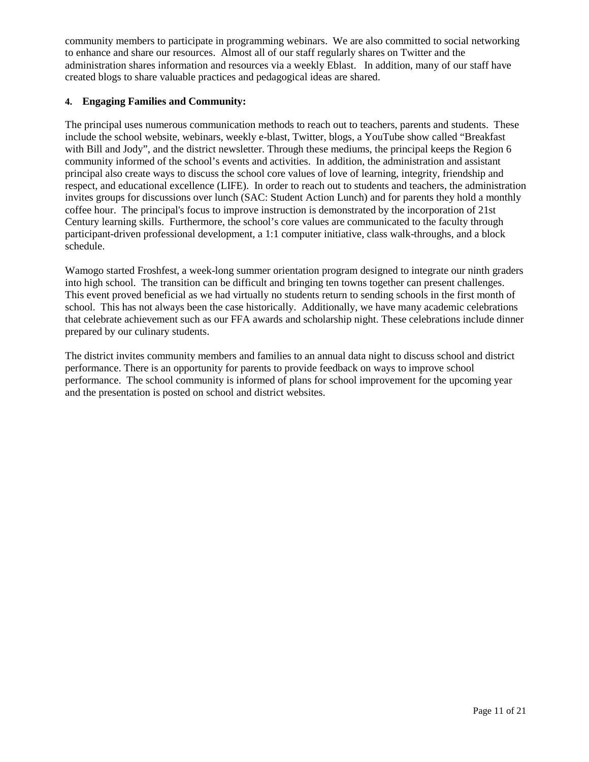community members to participate in programming webinars. We are also committed to social networking to enhance and share our resources. Almost all of our staff regularly shares on Twitter and the administration shares information and resources via a weekly Eblast. In addition, many of our staff have created blogs to share valuable practices and pedagogical ideas are shared.

**4. Engaging Families and Community:**

The principal uses numerous communication methods to reach out to teachers, parents and students. These include the school website, webinars, weekly e-blast, Twitter, blogs, a YouTube show called "Breakfast with Bill and Jody", and the district newsletter. Through these mediums, the principal keeps the Region 6 community informed of the school's events and activities. In addition, the administration and assistant principal also create ways to discuss the school core values of love of learning, integrity, friendship and respect, and educational excellence (LIFE). In order to reach out to students and teachers, the administration invites groups for discussions over lunch (SAC: Student Action Lunch) and for parents they hold a monthly coffee hour. The principal's focus to improve instruction is demonstrated by the incorporation of 21st Century learning skills. Furthermore, the school's core values are communicated to the faculty through participant-driven professional development, a 1:1 computer initiative, class walk-throughs, and a block schedule.

Wamogo started Froshfest, a week-long summer orientation program designed to integrate our ninth graders into high school. The transition can be difficult and bringing ten towns together can present challenges. This event proved beneficial as we had virtually no students return to sending schools in the first month of school. This has not always been the case historically. Additionally, we have many academic celebrations that celebrate achievement such as our FFA awards and scholarship night. These celebrations include dinner prepared by our culinary students.

The district invites community members and families to an annual data night to discuss school and district performance. There is an opportunity for parents to provide feedback on ways to improve school performance. The school community is informed of plans for school improvement for the upcoming year and the presentation is posted on school and district websites.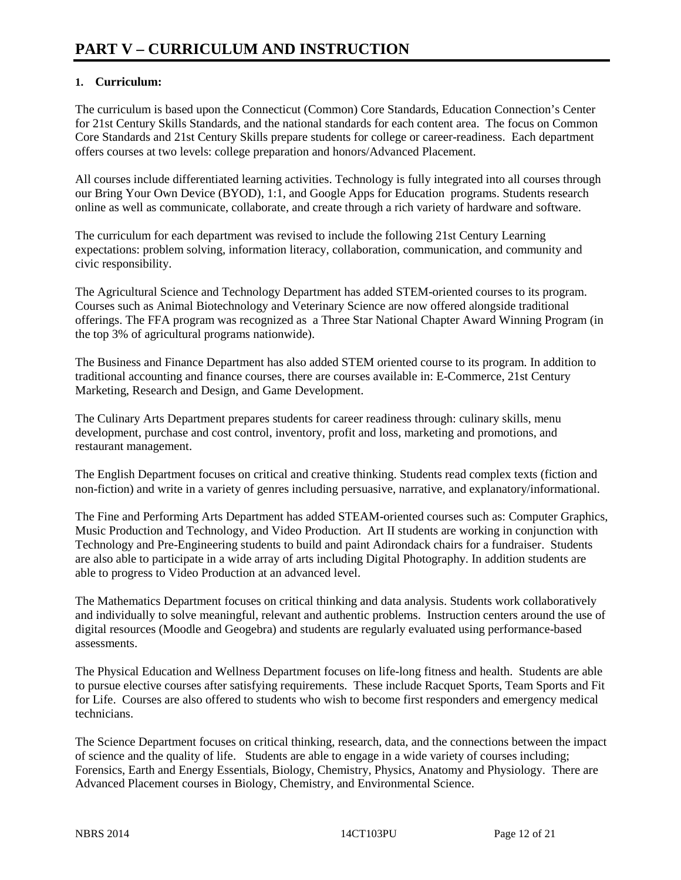# PART V – CURRICULUM AND INSTRUCTION

## 1. Curriculum:

The curriculum is based upon the Connecticut (Common) Core Standards, Education Connection's Center for 21st Century Skills Standards, and the national standards for each content area. The focus on Common Core Standards and 21st Century Skills prepare students for college or career-readiness. Each department offers courses at two levels: college preparation and honors/Advanced Placement.

All courses include differentiated learning activities. Technology is fully integrated into all courses through our Bring Your Own Device (BYOD), 1:1, and Google Apps for Education programs. Students research online as well as communicate, collaborate, and create through a rich variety of hardware and software.

The curriculum for each department was revised to include the following 21st Century Learning expectations: problem solving, information literacy, collaboration, communication, and community and civic responsibility.

The Agricultural Science and Technology Department has added STEM-oriented courses to its program. Courses such as Animal Biotechnology and Veterinary Science are now offered alongside traditional offerings. The FFA program was recognized as a Three Star National Chapter Award Winning Program (in the top 3% of agricultural programs nationwide).

The Business and Finance Department has also added STEM oriented course to its program. In addition to traditional accounting and finance courses, there are courses available in: E-Commerce, 21st Century Marketing, Research and Design, and Game Development.

The Culinary Arts Department prepares students for career readiness through: culinary skills, menu development, purchase and cost control, inventory, profit and loss, marketing and promotions, and restaurant management.

The English Department focuses on critical and creative thinking. Students read complex texts (fiction and non-fiction) and write in a variety of genres including persuasive, narrative, and explanatory/informational.

The Fine and Performing Arts Department has added STEAM-oriented courses such as: Computer Graphics, Music Production and Technology, and Video Production. Art II students are working in conjunction with Technology and Pre-Engineering students to build and paint Adirondack chairs for a fundraiser. Students are also able to participate in a wide array of arts including Digital Photography. In addition students are able to progress to Video Production at an advanced level.

The Mathematics Department focuses on critical thinking and data analysis. Students work collaboratively and individually to solve meaningful, relevant and authentic problems. Instruction centers around the use of digital resources (Moodle and Geogebra) and students are regularly evaluated using performance-based assessments.

The Physical Education and Wellness Department focuses on life-long fitness and health. Students are able to pursue elective courses after satisfying requirements. These include Racquet Sports, Team Sports and Fit for Life. Courses are also offered to students who wish to become first responders and emergency medical technicians.

The Science Department focuses on critical thinking, research, data, and the connections between the impact of science and the quality of life. Students are able to engage in a wide variety of courses including; Forensics, Earth and Energy Essentials, Biology, Chemistry, Physics, Anatomy and Physiology. There are Advanced Placement courses in Biology, Chemistry, and Environmental Science.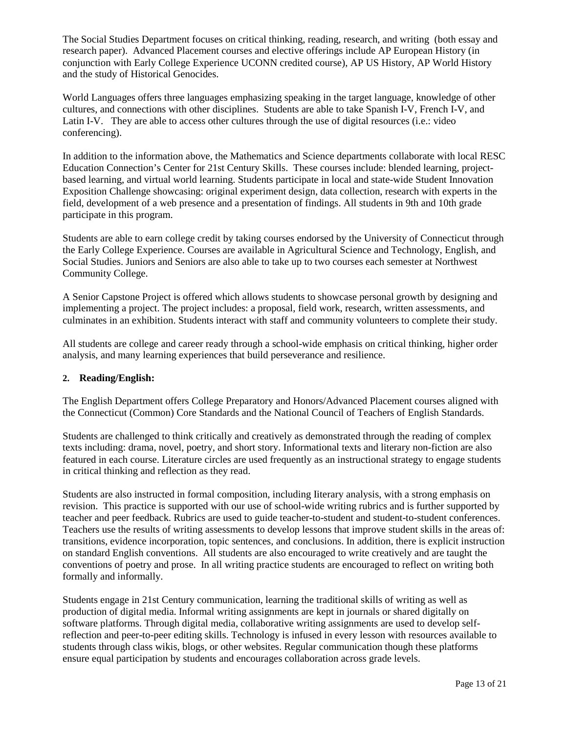The Social Studies Department focuses on critical thinking, reading, research, and writing (both essay and research paper). Advanced Placement courses and elective offerings include AP European History (in conjunction with Early College Experience UCONN credited course), AP US History, AP World History and the study of Historical Genocides.

World Languages offers three languages emphasizing speaking in the target language, knowledge of other cultures, and connections with other disciplines. Students are able to take Spanish I-V, French I-V, and Latin I-V. They are able to access other cultures through the use of digital resources (i.e.: video conferencing).

In addition to the information above, the Mathematics and Science departments collaborate with local RESC Education Connection's Center for 21st Century Skills. These courses include: blended learning, project-based learning, and virtual world learning. Students participate in local and state-wide Student Innovation Exposition Challenge showcasing: original experiment design, data collection, research with experts in the field, development of a web presence and a presentation of findings. All students in 9th and 10th grade participate in this program.

Students are able to earn college credit by taking courses endorsed by the University of Connecticut through the Early College Experience. Courses are available in Agricultural Science and Technology, English, and Social Studies. Juniors and Seniors are also able to take up to two courses each semester at Northwest Community College.

A Senior Capstone Project is offered which allows students to showcase personal growth by designing and implementing a project. The project includes: a proposal, field work, research, written assessments, and culminates in an exhibition. Students interact with staff and community volunteers to complete their study.

All students are college and career ready through a school-wide emphasis on critical thinking, higher order analysis, and many learning experiences that build perseverance and resilience.

**2. Reading/English:**

The English Department offers College Preparatory and Honors/Advanced Placement courses aligned with the Connecticut (Common) Core Standards and the National Council of Teachers of English Standards.

Students are challenged to think critically and creatively as demonstrated through the reading of complex texts including: drama, novel, poetry, and short story. Informational texts and literary non-fiction are also featured in each course. Literature circles are used frequently as an instructional strategy to engage students in critical thinking and reflection as they read.

Students are also instructed in formal composition, including literary analysis, with a strong emphasis on revision. This practice is supported with our use of school-wide writing rubrics and is further supported by teacher and peer feedback. Rubrics are used to guide teacher-to-student and student-to-student conferences. Teachers use the results of writing assessments to develop lessons that improve student skills in the areas of: transitions, evidence incorporation, topic sentences, and conclusions. In addition, there is explicit instruction on standard English conventions. All students are also encouraged to write creatively and are taught the conventions of poetry and prose. In all writing practice students are encouraged to reflect on writing both formally and informally.

Students engage in 21st Century communication, learning the traditional skills of writing as well as production of digital media. Informal writing assignments are kept in journals or shared digitally on software platforms. Through digital media, collaborative writing assignments are used to develop self-reflection and peer-to-peer editing skills. Technology is infused in every lesson with resources available to students through class wikis, blogs, or other websites. Regular communication though these platforms ensure equal participation by students and encourages collaboration across grade levels.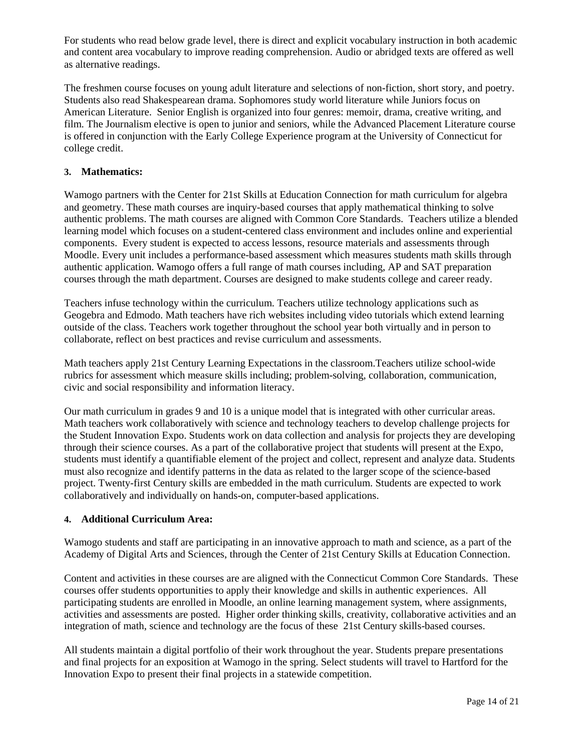For students who read below grade level, there is direct and explicit vocabulary instruction in both academic and content area vocabulary to improve reading comprehension. Audio or abridged texts are offered as well as alternative readings.

The freshmen course focuses on young adult literature and selections of non-fiction, short story, and poetry. Students also read Shakespearean drama. Sophomores study world literature while Juniors focus on American Literature. Senior English is organized into four genres: memoir, drama, creative writing, and film. The Journalism elective is open to junior and seniors, while the Advanced Placement Literature course is offered in conjunction with the Early College Experience program at the University of Connecticut for college credit.

**3. Mathematics:**

Wamogo partners with the Center for 21st Skills at Education Connection for math curriculum for algebra and geometry. These math courses are inquiry-based courses that apply mathematical thinking to solve authentic problems. The math courses are aligned with Common Core Standards. Teachers utilize a blended learning model which focuses on a student-centered class environment and includes online and experiential components. Every student is expected to access lessons, resource materials and assessments through Moodle. Every unit includes a performance-based assessment which measures students math skills through authentic application. Wamogo offers a full range of math courses including, AP and SAT preparation courses through the math department. Courses are designed to make students college and career ready.

Teachers infuse technology within the curriculum. Teachers utilize technology applications such as Geogebra and Edmodo. Math teachers have rich websites including video tutorials which extend learning outside of the class. Teachers work together throughout the school year both virtually and in person to collaborate, reflect on best practices and revise curriculum and assessments.

Math teachers apply 21st Century Learning Expectations in the classroom.Teachers utilize school-wide rubrics for assessment which measure skills including; problem-solving, collaboration, communication, civic and social responsibility and information literacy.

Our math curriculum in grades 9 and 10 is a unique model that is integrated with other curricular areas. Math teachers work collaboratively with science and technology teachers to develop challenge projects for the Student Innovation Expo. Students work on data collection and analysis for projects they are developing through their science courses. As a part of the collaborative project that students will present at the Expo, students must identify a quantifiable element of the project and collect, represent and analyze data. Students must also recognize and identify patterns in the data as related to the larger scope of the science-based project. Twenty-first Century skills are embedded in the math curriculum. Students are expected to work collaboratively and individually on hands-on, computer-based applications.

**4. Additional Curriculum Area:**

Wamogo students and staff are participating in an innovative approach to math and science, as a part of the Academy of Digital Arts and Sciences, through the Center of 21st Century Skills at Education Connection.

Content and activities in these courses are are aligned with the Connecticut Common Core Standards. These courses offer students opportunities to apply their knowledge and skills in authentic experiences. All participating students are enrolled in Moodle, an online learning management system, where assignments, activities and assessments are posted. Higher order thinking skills, creativity, collaborative activities and an integration of math, science and technology are the focus of these 21st Century skills-based courses.

All students maintain a digital portfolio of their work throughout the year. Students prepare presentations and final projects for an exposition at Wamogo in the spring. Select students will travel to Hartford for the Innovation Expo to present their final projects in a statewide competition.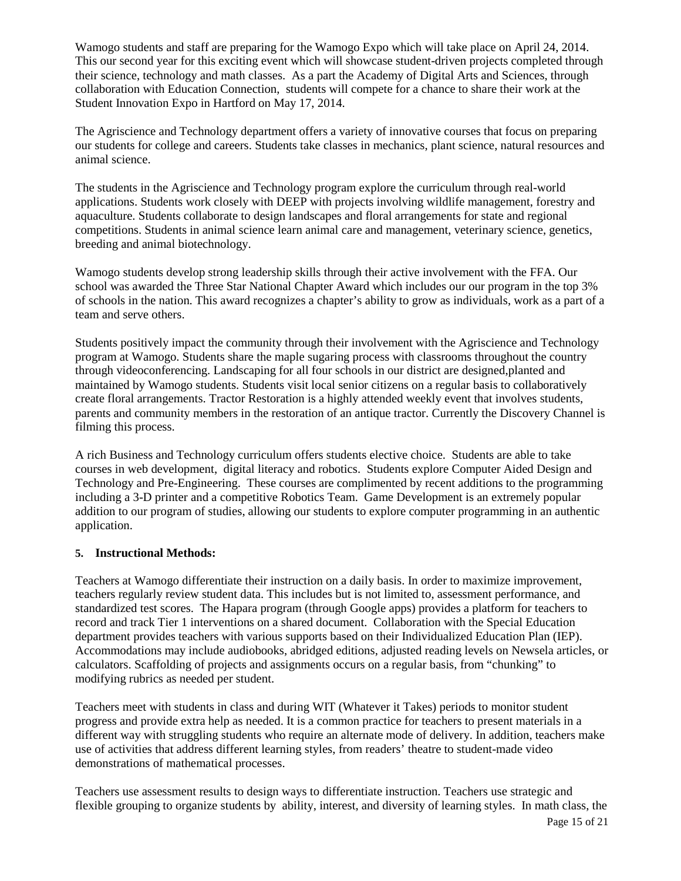Wamogo students and staff are preparing for the Wamogo Expo which will take place on April 24, 2014. This our second year for this exciting event which will showcase student-driven projects completed through their science, technology and math classes. As a part the Academy of Digital Arts and Sciences, through collaboration with Education Connection, students will compete for a chance to share their work at the Student Innovation Expo in Hartford on May 17, 2014.

The Agriscience and Technology department offers a variety of innovative courses that focus on preparing our students for college and careers. Students take classes in mechanics, plant science, natural resources and animal science.

The students in the Agriscience and Technology program explore the curriculum through real-world applications. Students work closely with DEEP with projects involving wildlife management, forestry and aquaculture. Students collaborate to design landscapes and floral arrangements for state and regional competitions. Students in animal science learn animal care and management, veterinary science, genetics, breeding and animal biotechnology.

Wamogo students develop strong leadership skills through their active involvement with the FFA. Our school was awarded the Three Star National Chapter Award which includes our our program in the top 3% of schools in the nation. This award recognizes a chapter's ability to grow as individuals, work as a part of a team and serve others.

Students positively impact the community through their involvement with the Agriscience and Technology program at Wamogo. Students share the maple sugaring process with classrooms throughout the country through videoconferencing. Landscaping for all four schools in our district are designed,planted and maintained by Wamogo students. Students visit local senior citizens on a regular basis to collaboratively create floral arrangements. Tractor Restoration is a highly attended weekly event that involves students, parents and community members in the restoration of an antique tractor. Currently the Discovery Channel is filming this process.

A rich Business and Technology curriculum offers students elective choice. Students are able to take courses in web development, digital literacy and robotics. Students explore Computer Aided Design and Technology and Pre-Engineering. These courses are complimented by recent additions to the programming including a 3-D printer and a competitive Robotics Team. Game Development is an extremely popular addition to our program of studies, allowing our students to explore computer programming in an authentic application.

**5. Instructional Methods:**

Teachers at Wamogo differentiate their instruction on a daily basis. In order to maximize improvement, teachers regularly review student data. This includes but is not limited to, assessment performance, and standardized test scores. The Hapara program (through Google apps) provides a platform for teachers to record and track Tier 1 interventions on a shared document. Collaboration with the Special Education department provides teachers with various supports based on their Individualized Education Plan (IEP). Accommodations may include audiobooks, abridged editions, adjusted reading levels on Newsela articles, or calculators. Scaffolding of projects and assignments occurs on a regular basis, from "chunking" to modifying rubrics as needed per student.

Teachers meet with students in class and during WIT (Whatever it Takes) periods to monitor student progress and provide extra help as needed. It is a common practice for teachers to present materials in a different way with struggling students who require an alternate mode of delivery. In addition, teachers make use of activities that address different learning styles, from readers' theatre to student-made video demonstrations of mathematical processes.

Teachers use assessment results to design ways to differentiate instruction. Teachers use strategic and flexible grouping to organize students by ability, interest, and diversity of learning styles. In math class, the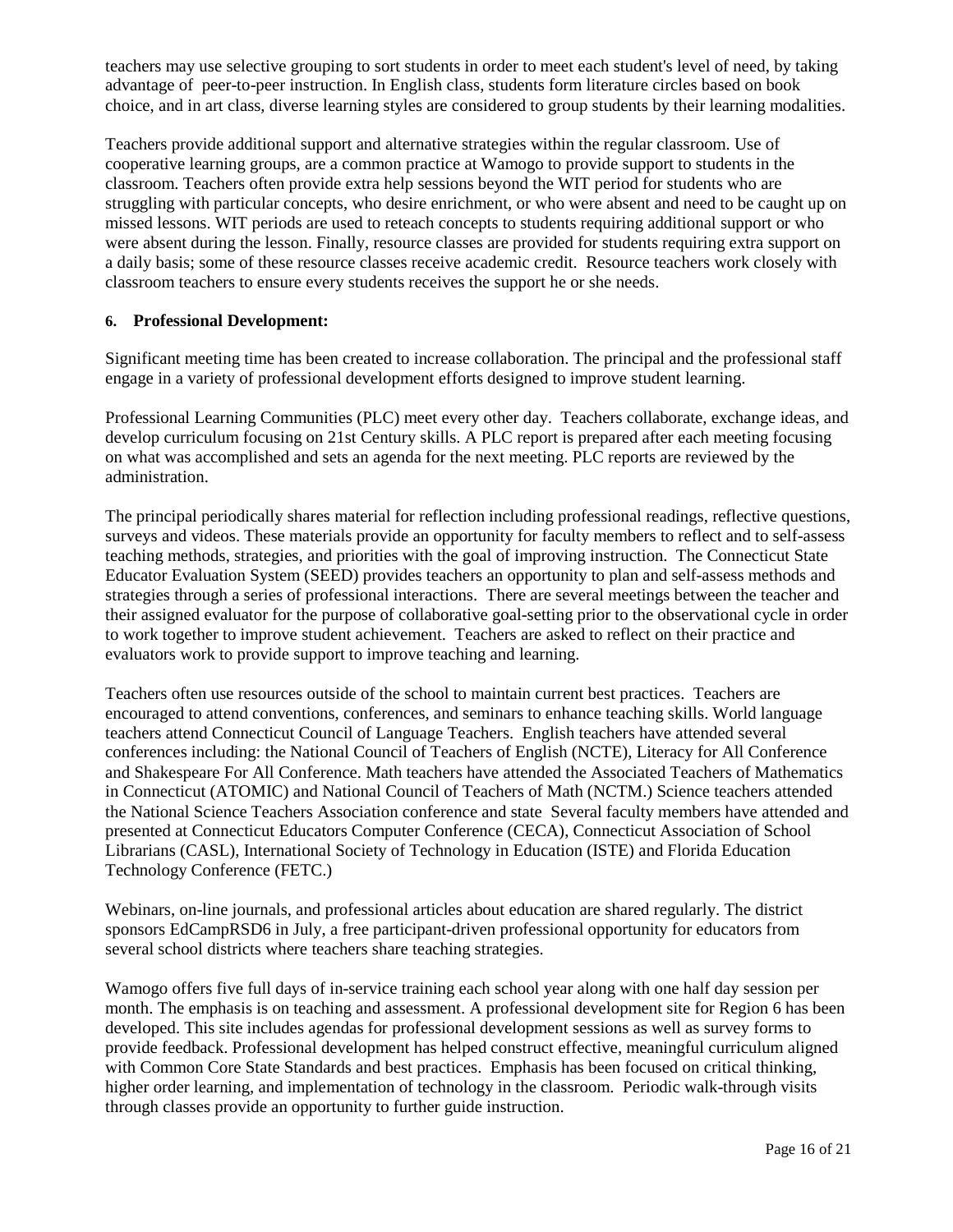teachers may use selective grouping to sort students in order to meet each student's level of need, by taking advantage of peer-to-peer instruction. In English class, students form literature circles based on book choice, and in art class, diverse learning styles are considered to group students by their learning modalities.

Teachers provide additional support and alternative strategies within the regular classroom. Use of cooperative learning groups, are a common practice at Wamogo to provide support to students in the classroom. Teachers often provide extra help sessions beyond the WIT period for students who are struggling with particular concepts, who desire enrichment, or who were absent and need to be caught up on missed lessons. WIT periods are used to reteach concepts to students requiring additional support or who were absent during the lesson. Finally, resource classes are provided for students requiring extra support on a daily basis; some of these resource classes receive academic credit. Resource teachers work closely with classroom teachers to ensure every students receives the support he or she needs.

**6. Professional Development:**

Significant meeting time has been created to increase collaboration. The principal and the professional staff engage in a variety of professional development efforts designed to improve student learning.

Professional Learning Communities (PLC) meet every other day. Teachers collaborate, exchange ideas, and develop curriculum focusing on 21st Century skills. A PLC report is prepared after each meeting focusing on what was accomplished and sets an agenda for the next meeting. PLC reports are reviewed by the administration.

The principal periodically shares material for reflection including professional readings, reflective questions, surveys and videos. These materials provide an opportunity for faculty members to reflect and to self-assess teaching methods, strategies, and priorities with the goal of improving instruction. The Connecticut State Educator Evaluation System (SEED) provides teachers an opportunity to plan and self-assess methods and strategies through a series of professional interactions. There are several meetings between the teacher and their assigned evaluator for the purpose of collaborative goal-setting prior to the observational cycle in order to work together to improve student achievement. Teachers are asked to reflect on their practice and evaluators work to provide support to improve teaching and learning.

Teachers often use resources outside of the school to maintain current best practices. Teachers are encouraged to attend conventions, conferences, and seminars to enhance teaching skills. World language teachers attend Connecticut Council of Language Teachers. English teachers have attended several conferences including: the National Council of Teachers of English (NCTE), Literacy for All Conference and Shakespeare For All Conference. Math teachers have attended the Associated Teachers of Mathematics in Connecticut (ATOMIC) and National Council of Teachers of Math (NCTM.) Science teachers attended the National Science Teachers Association conference and state Several faculty members have attended and presented at Connecticut Educators Computer Conference (CECA), Connecticut Association of School Librarians (CASL), International Society of Technology in Education (ISTE) and Florida Education Technology Conference (FETC.)

Webinars, on-line journals, and professional articles about education are shared regularly. The district sponsors EdCampRSD6 in July, a free participant-driven professional opportunity for educators from several school districts where teachers share teaching strategies.

Wamogo offers five full days of in-service training each school year along with one half day session per month. The emphasis is on teaching and assessment. A professional development site for Region 6 has been developed. This site includes agendas for professional development sessions as well as survey forms to provide feedback. Professional development has helped construct effective, meaningful curriculum aligned with Common Core State Standards and best practices. Emphasis has been focused on critical thinking, higher order learning, and implementation of technology in the classroom. Periodic walk-through visits through classes provide an opportunity to further guide instruction.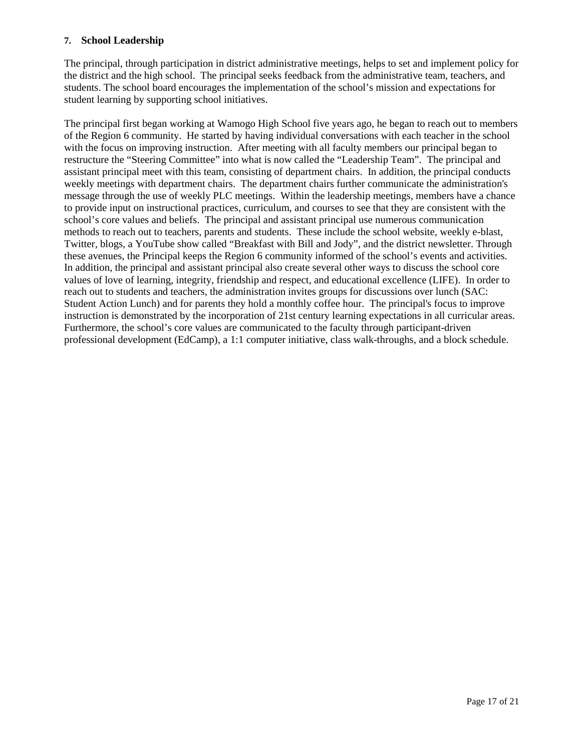### 7. School Leadership

The principal, through participation in district administrative meetings, helps to set and implement policy for the district and the high school. The principal seeks feedback from the administrative team, teachers, and students. The school board encourages the implementation of the school's mission and expectations for student learning by supporting school initiatives.

The principal first began working at Wamogo High School five years ago, he began to reach out to members of the Region 6 community. He started by having individual conversations with each teacher in the school with the focus on improving instruction. After meeting with all faculty members our principal began to restructure the "Steering Committee" into what is now called the "Leadership Team". The principal and assistant principal meet with this team, consisting of department chairs. In addition, the principal conducts weekly meetings with department chairs. The department chairs further communicate the administration's message through the use of weekly PLC meetings. Within the leadership meetings, members have a chance to provide input on instructional practices, curriculum, and courses to see that they are consistent with the school's core values and beliefs. The principal and assistant principal use numerous communication methods to reach out to teachers, parents and students. These include the school website, weekly e-blast, Twitter, blogs, a YouTube show called "Breakfast with Bill and Jody", and the district newsletter. Through these avenues, the Principal keeps the Region 6 community informed of the school's events and activities. In addition, the principal and assistant principal also create several other ways to discuss the school core values of love of learning, integrity, friendship and respect, and educational excellence (LIFE). In order to reach out to students and teachers, the administration invites groups for discussions over lunch (SAC: Student Action Lunch) and for parents they hold a monthly coffee hour. The principal's focus to improve instruction is demonstrated by the incorporation of 21st century learning expectations in all curricular areas. Furthermore, the school's core values are communicated to the faculty through participant-driven professional development (EdCamp), a 1:1 computer initiative, class walk-throughs, and a block schedule.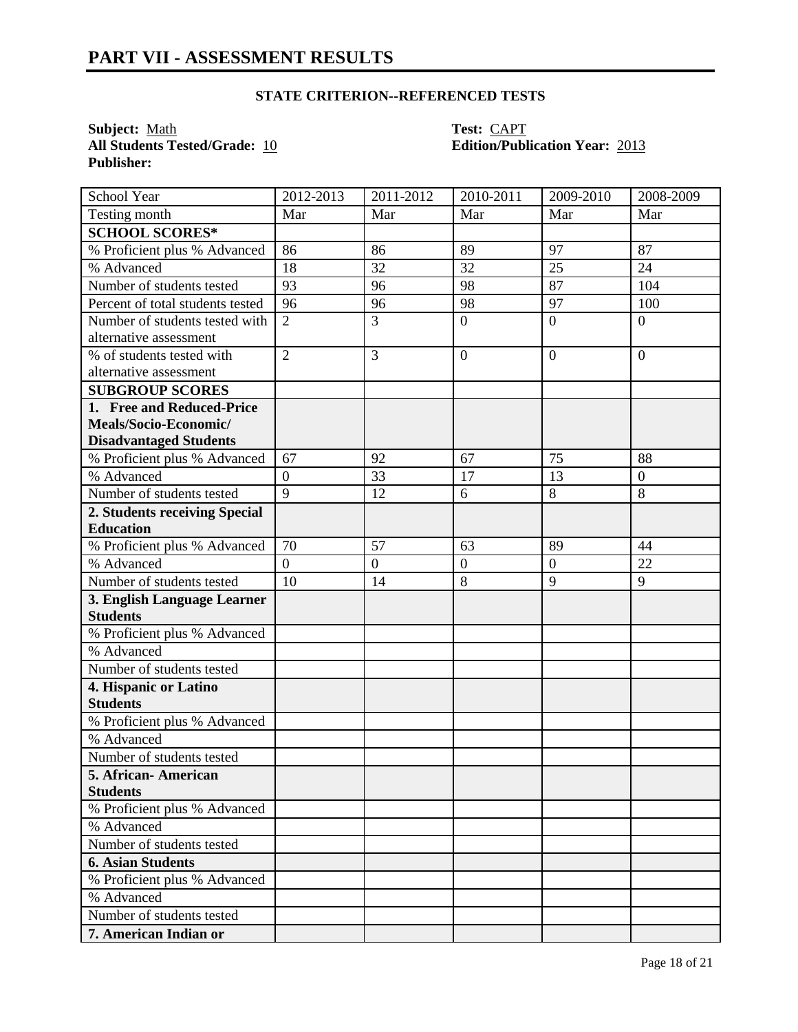## PART VII - ASSESSMENT RESULTS

### STATE CRITERION--REFERENCED TESTS

**Subject:** Math
**Test:** CAPT
**All Students Tested/Grade:** 10
**Edition/Publication Year:** 2013
**Publisher:**

| School Year | 2012-2013 | 2011-2012 | 2010-2011 | 2009-2010 | 2008-2009 |
|---|---|---|---|---|---|
| Testing month | Mar | Mar | Mar | Mar | Mar |
| **SCHOOL SCORES*** | | | | | |
| % Proficient plus % Advanced | 86 | 86 | 89 | 97 | 87 |
| % Advanced | 18 | 32 | 32 | 25 | 24 |
| Number of students tested | 93 | 96 | 98 | 87 | 104 |
| Percent of total students tested | 96 | 96 | 98 | 97 | 100 |
| Number of students tested with alternative assessment | 2 | 3 | 0 | 0 | 0 |
| % of students tested with alternative assessment | 2 | 3 | 0 | 0 | 0 |
| **SUBGROUP SCORES** | | | | | |
| **1. Free and Reduced-Price Meals/Socio-Economic/ Disadvantaged Students** | | | | | |
| % Proficient plus % Advanced | 67 | 92 | 67 | 75 | 88 |
| % Advanced | 0 | 33 | 17 | 13 | 0 |
| Number of students tested | 9 | 12 | 6 | 8 | 8 |
| **2. Students receiving Special Education** | | | | | |
| % Proficient plus % Advanced | 70 | 57 | 63 | 89 | 44 |
| % Advanced | 0 | 0 | 0 | 0 | 22 |
| Number of students tested | 10 | 14 | 8 | 9 | 9 |
| **3. English Language Learner Students** | | | | | |
| % Proficient plus % Advanced | | | | | |
| % Advanced | | | | | |
| Number of students tested | | | | | |
| **4. Hispanic or Latino Students** | | | | | |
| % Proficient plus % Advanced | | | | | |
| % Advanced | | | | | |
| Number of students tested | | | | | |
| **5. African- American Students** | | | | | |
| % Proficient plus % Advanced | | | | | |
| % Advanced | | | | | |
| Number of students tested | | | | | |
| **6. Asian Students** | | | | | |
| % Proficient plus % Advanced | | | | | |
| % Advanced | | | | | |
| Number of students tested | | | | | |
| **7. American Indian or** | | | | | |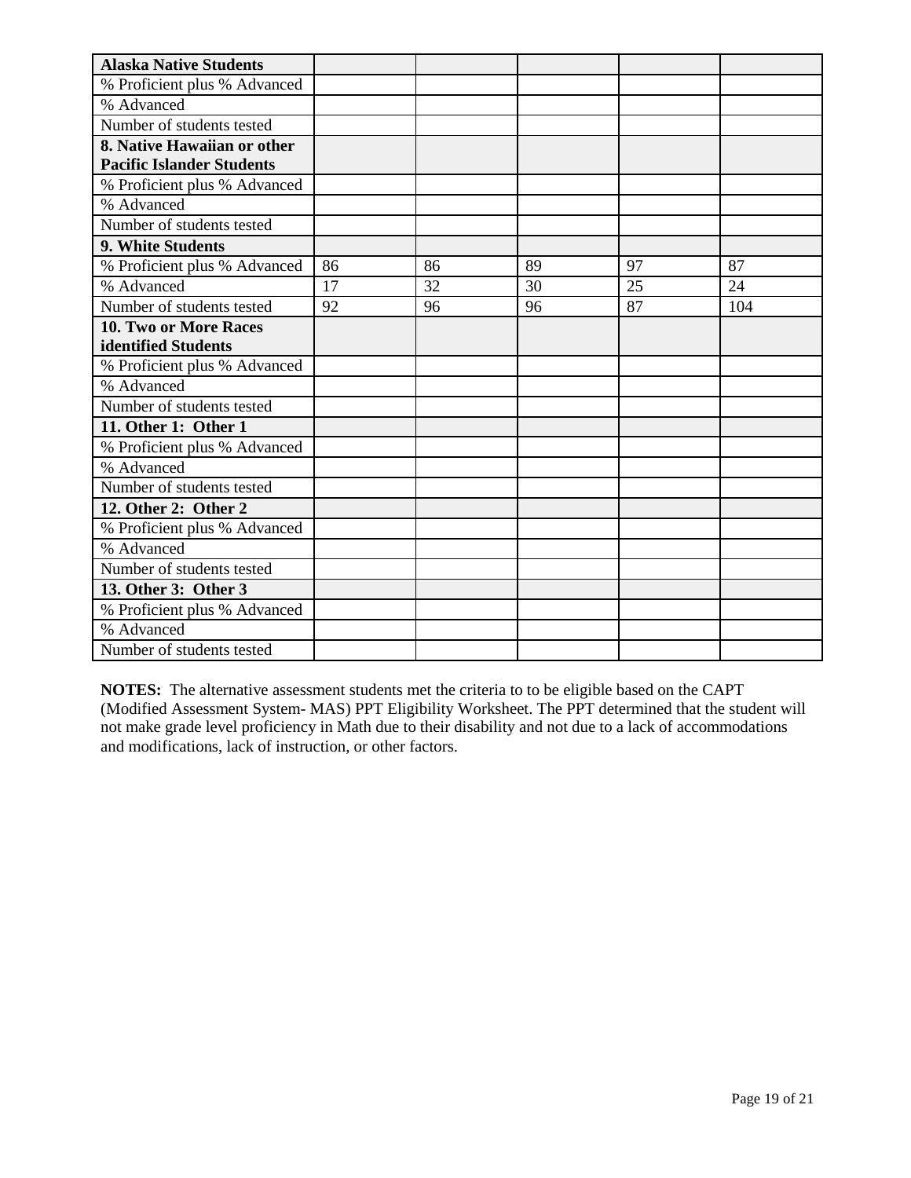| Alaska Native Students | | | | | |
|---|---|---|---|---|---|
| % Proficient plus % Advanced | | | | | |
| % Advanced | | | | | |
| Number of students tested | | | | | |
| **8. Native Hawaiian or other Pacific Islander Students** | | | | | |
| % Proficient plus % Advanced | | | | | |
| % Advanced | | | | | |
| Number of students tested | | | | | |
| **9. White Students** | | | | | |
| % Proficient plus % Advanced | 86 | 86 | 89 | 97 | 87 |
| % Advanced | 17 | 32 | 30 | 25 | 24 |
| Number of students tested | 92 | 96 | 96 | 87 | 104 |
| **10. Two or More Races identified Students** | | | | | |
| % Proficient plus % Advanced | | | | | |
| % Advanced | | | | | |
| Number of students tested | | | | | |
| **11. Other 1: Other 1** | | | | | |
| % Proficient plus % Advanced | | | | | |
| % Advanced | | | | | |
| Number of students tested | | | | | |
| **12. Other 2: Other 2** | | | | | |
| % Proficient plus % Advanced | | | | | |
| % Advanced | | | | | |
| Number of students tested | | | | | |
| **13. Other 3: Other 3** | | | | | |
| % Proficient plus % Advanced | | | | | |
| % Advanced | | | | | |
| Number of students tested | | | | | |

**NOTES:** The alternative assessment students met the criteria to to be eligible based on the CAPT (Modified Assessment System- MAS) PPT Eligibility Worksheet. The PPT determined that the student will not make grade level proficiency in Math due to their disability and not due to a lack of accommodations and modifications, lack of instruction, or other factors.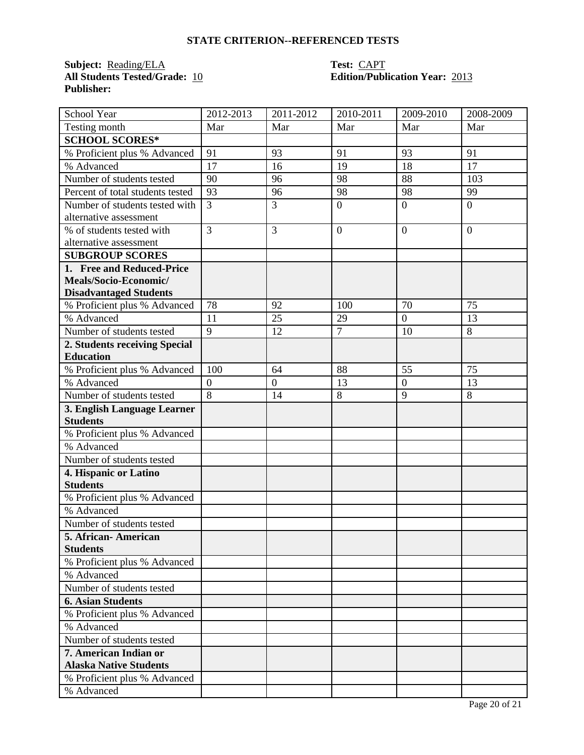## STATE CRITERION--REFERENCED TESTS

**Subject:** Reading/ELA  
**All Students Tested/Grade:** 10  
**Publisher:**

**Test:** CAPT  
**Edition/Publication Year:** 2013

| School Year | 2012-2013 | 2011-2012 | 2010-2011 | 2009-2010 | 2008-2009 |
|---|---|---|---|---|---|
| Testing month | Mar | Mar | Mar | Mar | Mar |
| **SCHOOL SCORES*** | | | | | |
| % Proficient plus % Advanced | 91 | 93 | 91 | 93 | 91 |
| % Advanced | 17 | 16 | 19 | 18 | 17 |
| Number of students tested | 90 | 96 | 98 | 88 | 103 |
| Percent of total students tested | 93 | 96 | 98 | 98 | 99 |
| Number of students tested with alternative assessment | 3 | 3 | 0 | 0 | 0 |
| % of students tested with alternative assessment | 3 | 3 | 0 | 0 | 0 |
| **SUBGROUP SCORES** | | | | | |
| **1. Free and Reduced-Price Meals/Socio-Economic/ Disadvantaged Students** | | | | | |
| % Proficient plus % Advanced | 78 | 92 | 100 | 70 | 75 |
| % Advanced | 11 | 25 | 29 | 0 | 13 |
| Number of students tested | 9 | 12 | 7 | 10 | 8 |
| **2. Students receiving Special Education** | | | | | |
| % Proficient plus % Advanced | 100 | 64 | 88 | 55 | 75 |
| % Advanced | 0 | 0 | 13 | 0 | 13 |
| Number of students tested | 8 | 14 | 8 | 9 | 8 |
| **3. English Language Learner Students** | | | | | |
| % Proficient plus % Advanced | | | | | |
| % Advanced | | | | | |
| Number of students tested | | | | | |
| **4. Hispanic or Latino Students** | | | | | |
| % Proficient plus % Advanced | | | | | |
| % Advanced | | | | | |
| Number of students tested | | | | | |
| **5. African- American Students** | | | | | |
| % Proficient plus % Advanced | | | | | |
| % Advanced | | | | | |
| Number of students tested | | | | | |
| **6. Asian Students** | | | | | |
| % Proficient plus % Advanced | | | | | |
| % Advanced | | | | | |
| Number of students tested | | | | | |
| **7. American Indian or Alaska Native Students** | | | | | |
| % Proficient plus % Advanced | | | | | |
| % Advanced | | | | | |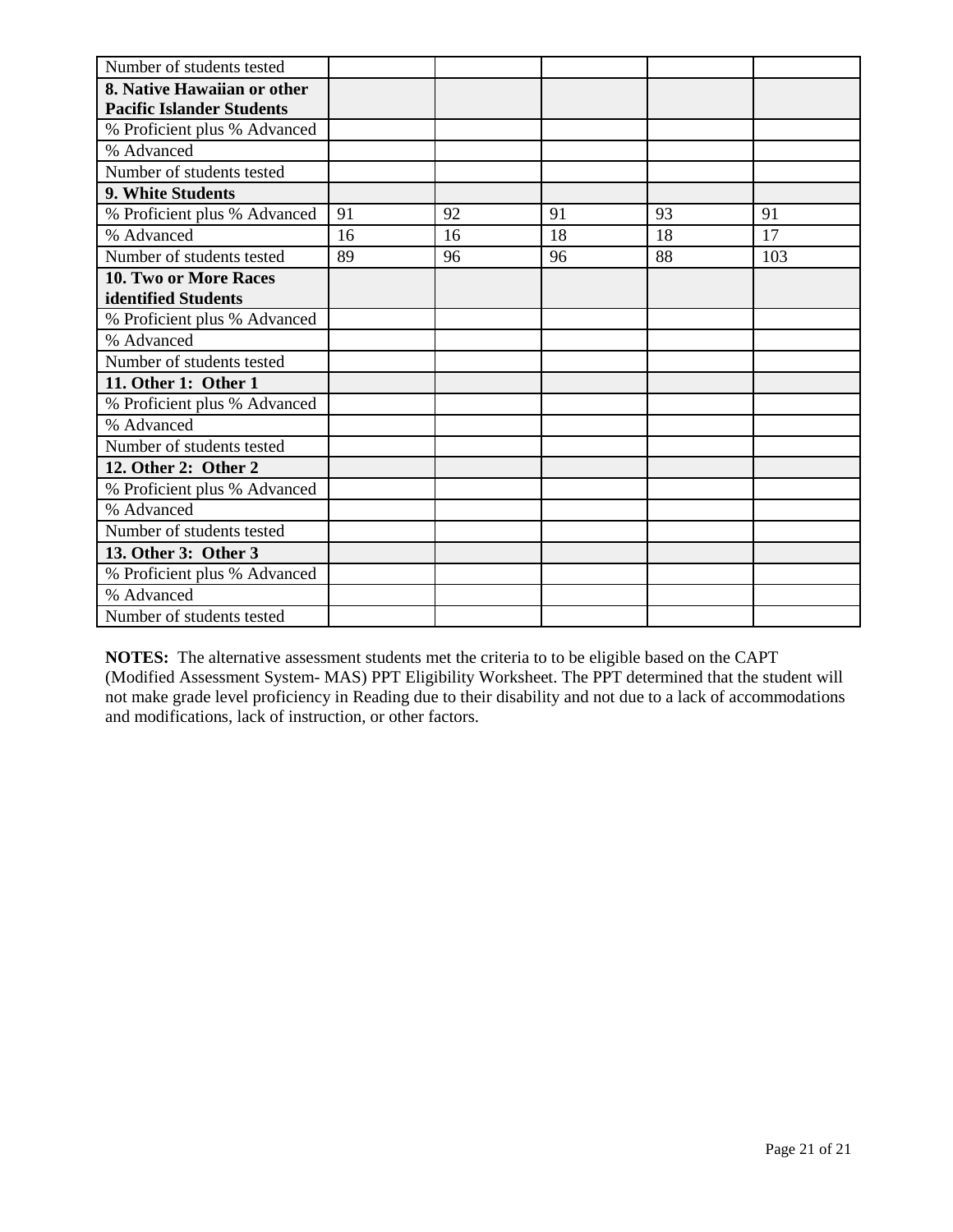| | | | | | |
|---|---|---|---|---|---|
| Number of students tested | | | | | |
| **8. Native Hawaiian or other Pacific Islander Students** | | | | | |
| % Proficient plus % Advanced | | | | | |
| % Advanced | | | | | |
| Number of students tested | | | | | |
| **9. White Students** | | | | | |
| % Proficient plus % Advanced | 91 | 92 | 91 | 93 | 91 |
| % Advanced | 16 | 16 | 18 | 18 | 17 |
| Number of students tested | 89 | 96 | 96 | 88 | 103 |
| **10. Two or More Races identified Students** | | | | | |
| % Proficient plus % Advanced | | | | | |
| % Advanced | | | | | |
| Number of students tested | | | | | |
| **11. Other 1: Other 1** | | | | | |
| % Proficient plus % Advanced | | | | | |
| % Advanced | | | | | |
| Number of students tested | | | | | |
| **12. Other 2: Other 2** | | | | | |
| % Proficient plus % Advanced | | | | | |
| % Advanced | | | | | |
| Number of students tested | | | | | |
| **13. Other 3: Other 3** | | | | | |
| % Proficient plus % Advanced | | | | | |
| % Advanced | | | | | |
| Number of students tested | | | | | |

**NOTES:** The alternative assessment students met the criteria to to be eligible based on the CAPT (Modified Assessment System- MAS) PPT Eligibility Worksheet. The PPT determined that the student will not make grade level proficiency in Reading due to their disability and not due to a lack of accommodations and modifications, lack of instruction, or other factors.